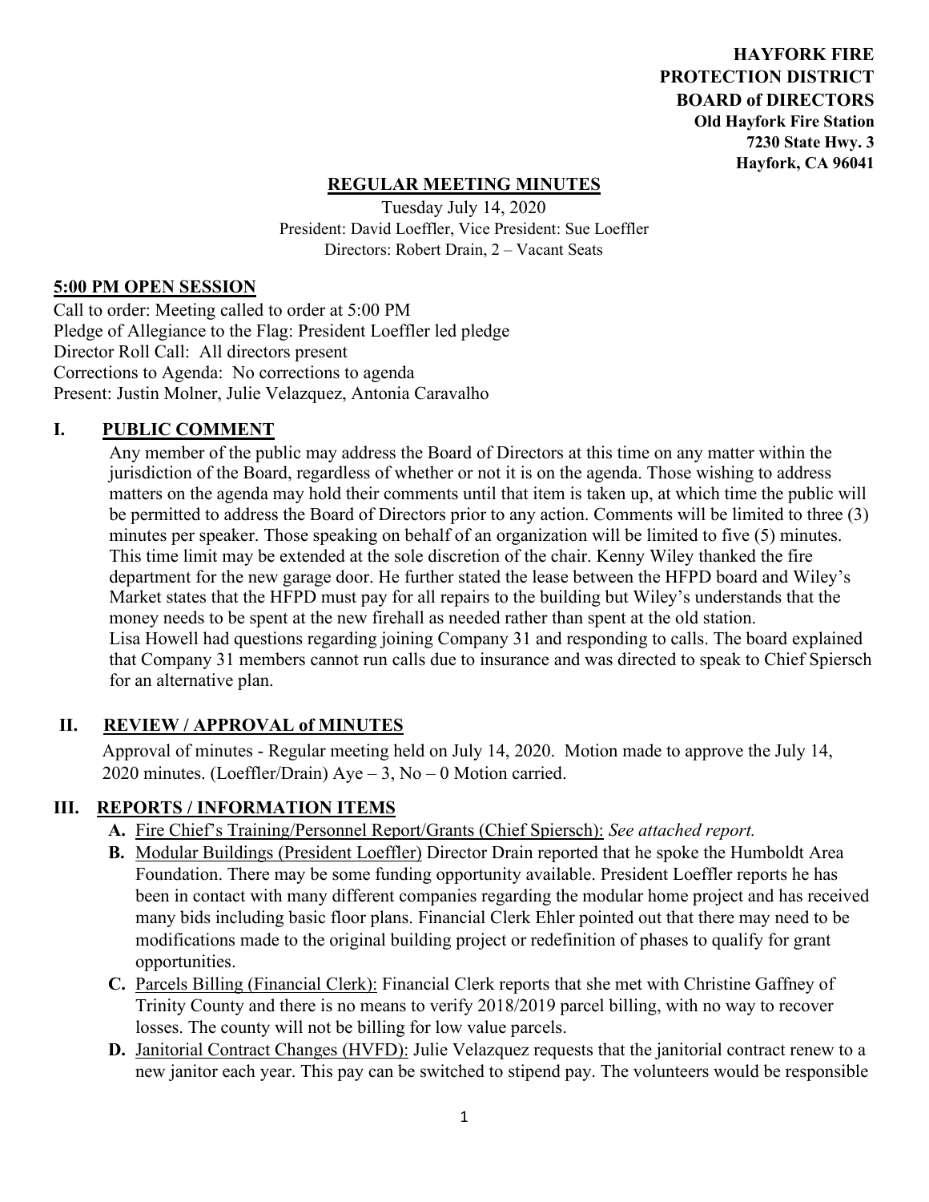**HAYFORK FIRE PROTECTION DISTRICT BOARD of DIRECTORS**
**Old Hayfork Fire Station**
**7230 State Hwy. 3**
**Hayfork, CA 96041**

# REGULAR MEETING MINUTES

Tuesday July 14, 2020
President: David Loeffler, Vice President: Sue Loeffler
Directors: Robert Drain, 2 – Vacant Seats

## 5:00 PM OPEN SESSION

Call to order: Meeting called to order at 5:00 PM
Pledge of Allegiance to the Flag: President Loeffler led pledge
Director Roll Call: All directors present
Corrections to Agenda: No corrections to agenda
Present: Justin Molner, Julie Velazquez, Antonia Caravalho

## I. PUBLIC COMMENT

Any member of the public may address the Board of Directors at this time on any matter within the jurisdiction of the Board, regardless of whether or not it is on the agenda. Those wishing to address matters on the agenda may hold their comments until that item is taken up, at which time the public will be permitted to address the Board of Directors prior to any action. Comments will be limited to three (3) minutes per speaker. Those speaking on behalf of an organization will be limited to five (5) minutes. This time limit may be extended at the sole discretion of the chair. Kenny Wiley thanked the fire department for the new garage door. He further stated the lease between the HFPD board and Wiley's Market states that the HFPD must pay for all repairs to the building but Wiley's understands that the money needs to be spent at the new firehall as needed rather than spent at the old station.
Lisa Howell had questions regarding joining Company 31 and responding to calls. The board explained that Company 31 members cannot run calls due to insurance and was directed to speak to Chief Spiersch for an alternative plan.

## II. REVIEW / APPROVAL of MINUTES

Approval of minutes - Regular meeting held on July 14, 2020. Motion made to approve the July 14, 2020 minutes. (Loeffler/Drain) Aye – 3, No – 0 Motion carried.

## III. REPORTS / INFORMATION ITEMS

**A.** Fire Chief's Training/Personnel Report/Grants (Chief Spiersch): *See attached report.*

**B.** Modular Buildings (President Loeffler) Director Drain reported that he spoke the Humboldt Area Foundation. There may be some funding opportunity available. President Loeffler reports he has been in contact with many different companies regarding the modular home project and has received many bids including basic floor plans. Financial Clerk Ehler pointed out that there may need to be modifications made to the original building project or redefinition of phases to qualify for grant opportunities.

**C.** Parcels Billing (Financial Clerk): Financial Clerk reports that she met with Christine Gaffney of Trinity County and there is no means to verify 2018/2019 parcel billing, with no way to recover losses. The county will not be billing for low value parcels.

**D.** Janitorial Contract Changes (HVFD): Julie Velazquez requests that the janitorial contract renew to a new janitor each year. This pay can be switched to stipend pay. The volunteers would be responsible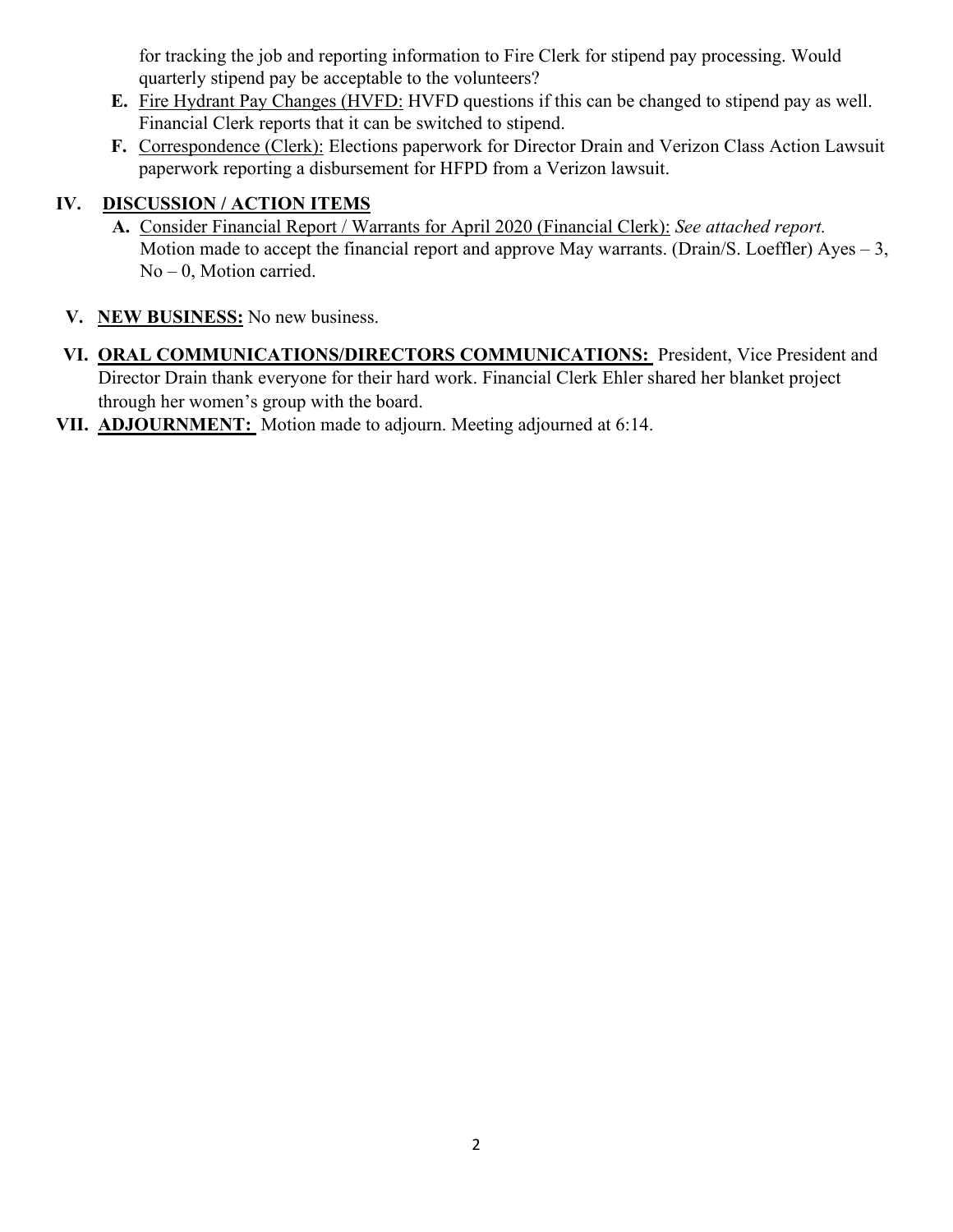for tracking the job and reporting information to Fire Clerk for stipend pay processing. Would quarterly stipend pay be acceptable to the volunteers?

**E.** Fire Hydrant Pay Changes (HVFD: HVFD questions if this can be changed to stipend pay as well. Financial Clerk reports that it can be switched to stipend.

**F.** Correspondence (Clerk): Elections paperwork for Director Drain and Verizon Class Action Lawsuit paperwork reporting a disbursement for HFPD from a Verizon lawsuit.

## IV. DISCUSSION / ACTION ITEMS

**A.** Consider Financial Report / Warrants for April 2020 (Financial Clerk): *See attached report.* Motion made to accept the financial report and approve May warrants. (Drain/S. Loeffler) Ayes – 3, No – 0, Motion carried.

## V. NEW BUSINESS: No new business.

## VI. ORAL COMMUNICATIONS/DIRECTORS COMMUNICATIONS:

President, Vice President and Director Drain thank everyone for their hard work. Financial Clerk Ehler shared her blanket project through her women's group with the board.

## VII. ADJOURNMENT:

Motion made to adjourn. Meeting adjourned at 6:14.